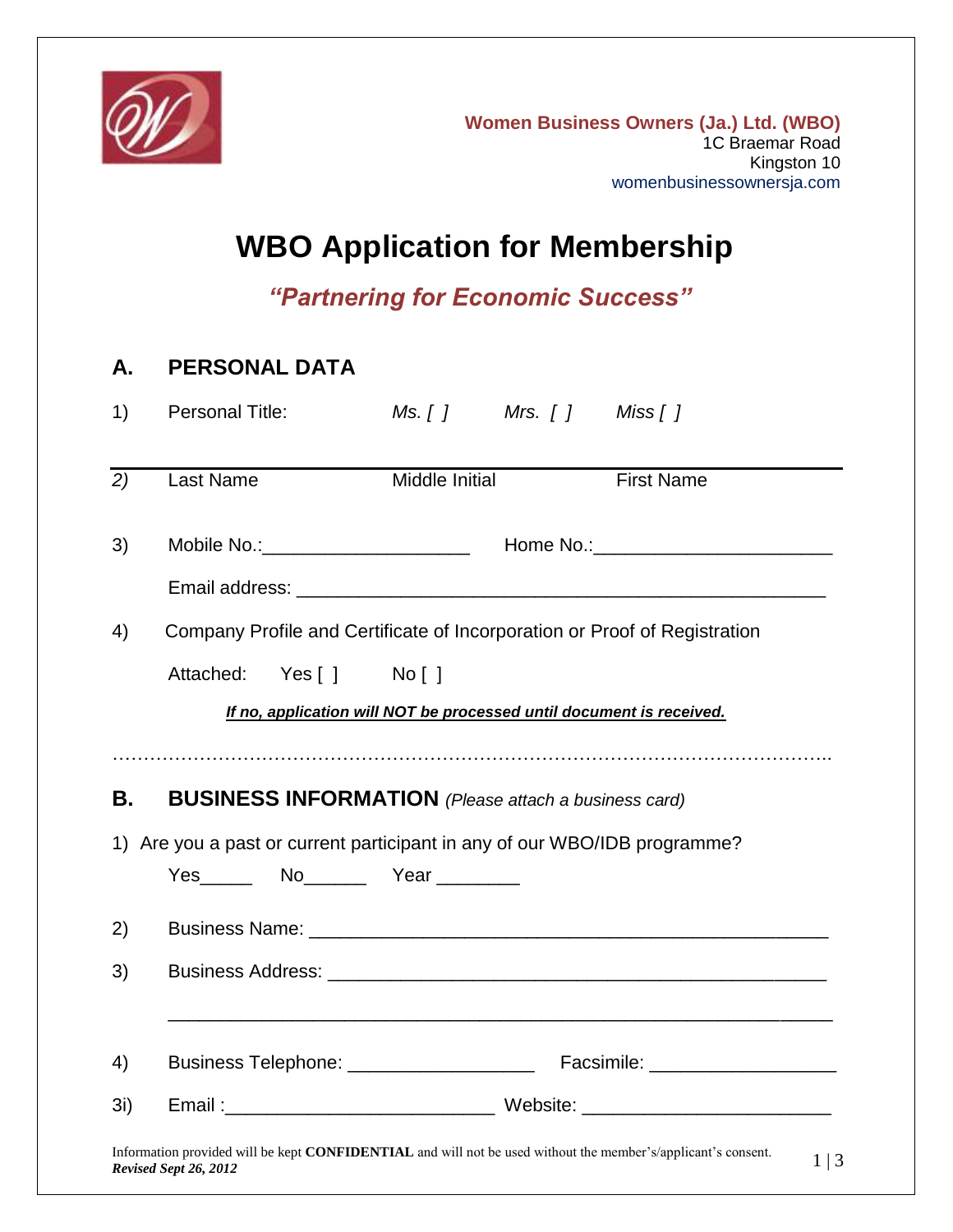**Women Business Owners (Ja.) Ltd. (WBO)**
1C Braemar Road
Kingston 10
womenbusinessownersja.com

# WBO Application for Membership

***"Partnering for Economic Success"***

## A. PERSONAL DATA

1) Personal Title: *Ms. [ ]* *Mrs. [ ]* *Miss [ ]*

2) Last Name Middle Initial First Name

3) Mobile No.:____________________ Home No.:______________________

Email address: __________________________________________________

4) Company Profile and Certificate of Incorporation or Proof of Registration

Attached: Yes [ ] No [ ]

***If no, application will NOT be processed until document is received.***

………………………………………………………………………………………………..

## B. BUSINESS INFORMATION *(Please attach a business card)*

1) Are you a past or current participant in any of our WBO/IDB programme?

Yes_____ No______ Year ________

2) Business Name: ________________________________________________

3) Business Address: ______________________________________________

___________________________________________________________

4) Business Telephone: __________________ Facsimile: __________________

3i) Email :_________________________ Website: _______________________

Information provided will be kept **CONFIDENTIAL** and will not be used without the member's/applicant's consent.
***Revised Sept 26, 2012***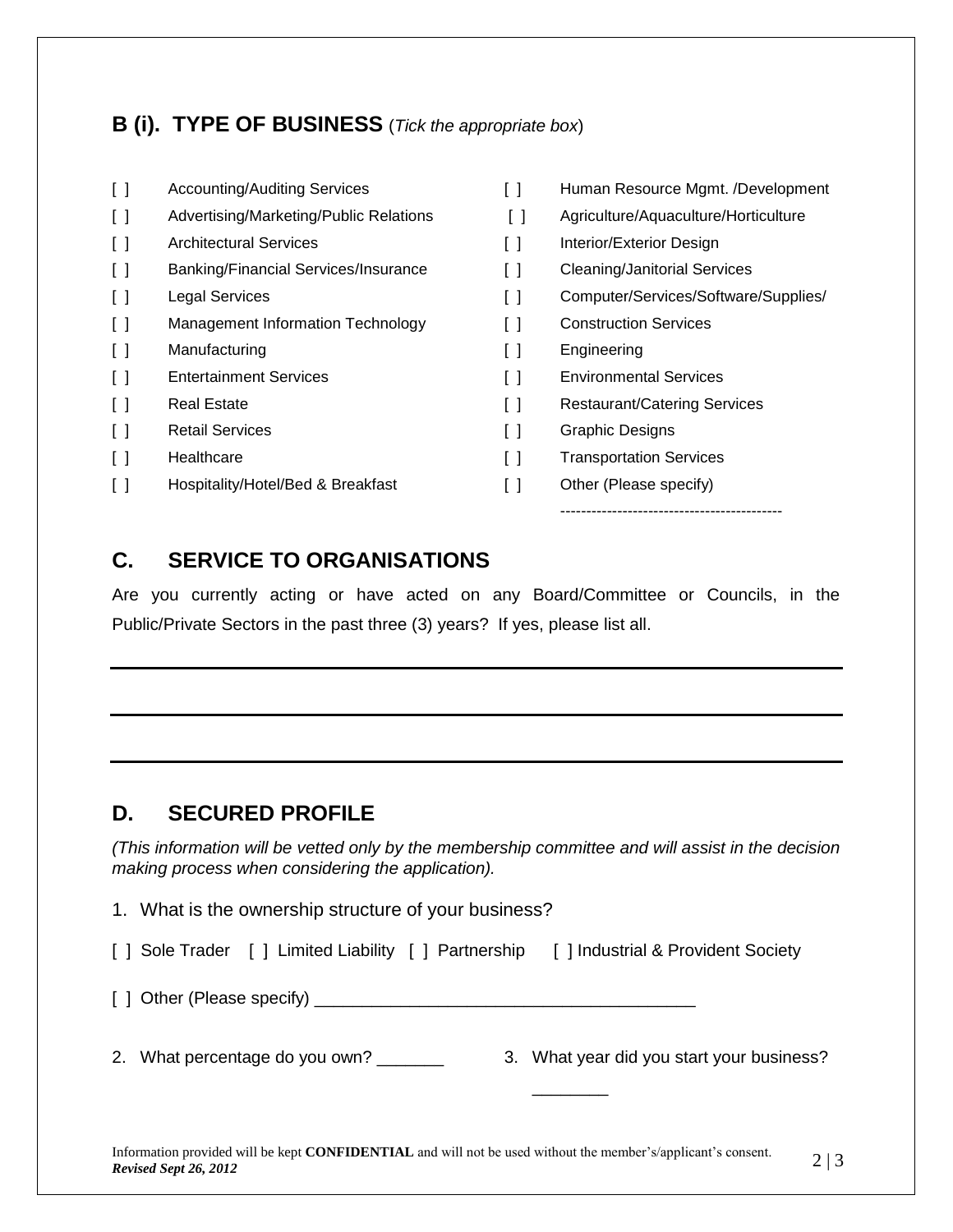## B (i). TYPE OF BUSINESS (*Tick the appropriate box*)

- [ ] Accounting/Auditing Services
- [ ] Advertising/Marketing/Public Relations
- [ ] Architectural Services
- [ ] Banking/Financial Services/Insurance
- [ ] Legal Services
- [ ] Management Information Technology
- [ ] Manufacturing
- [ ] Entertainment Services
- [ ] Real Estate
- [ ] Retail Services
- [ ] Healthcare
- [ ] Hospitality/Hotel/Bed & Breakfast
- [ ] Human Resource Mgmt. /Development
- [ ] Agriculture/Aquaculture/Horticulture
- [ ] Interior/Exterior Design
- [ ] Cleaning/Janitorial Services
- [ ] Computer/Services/Software/Supplies/
- [ ] Construction Services
- [ ] Engineering
- [ ] Environmental Services
- [ ] Restaurant/Catering Services
- [ ] Graphic Designs
- [ ] Transportation Services
- [ ] Other (Please specify)

-------------------------------------------

## C. SERVICE TO ORGANISATIONS

Are you currently acting or have acted on any Board/Committee or Councils, in the Public/Private Sectors in the past three (3) years? If yes, please list all.

_______________________________________________________________

_______________________________________________________________

_______________________________________________________________

## D. SECURED PROFILE

*(This information will be vetted only by the membership committee and will assist in the decision making process when considering the application).*

1. What is the ownership structure of your business?

[ ] Sole Trader [ ] Limited Liability [ ] Partnership [ ] Industrial & Provident Society

[ ] Other (Please specify) ________________________________________

2. What percentage do you own? _______

3. What year did you start your business? ________

Information provided will be kept **CONFIDENTIAL** and will not be used without the member's/applicant's consent.
***Revised Sept 26, 2012***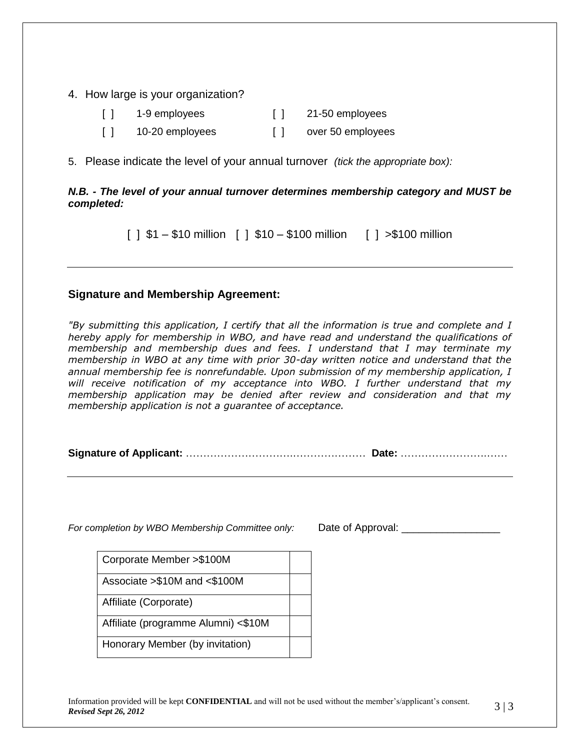4. How large is your organization?

[ ] 1-9 employees [ ] 21-50 employees

[ ] 10-20 employees [ ] over 50 employees

5. Please indicate the level of your annual turnover *(tick the appropriate box):*

***N.B. - The level of your annual turnover determines membership category and MUST be completed:***

[ ] $1 – $10 million [ ] $10 – $100 million [ ] >$100 million

---

**Signature and Membership Agreement:**

*"By submitting this application, I certify that all the information is true and complete and I hereby apply for membership in WBO, and have read and understand the qualifications of membership and membership dues and fees. I understand that I may terminate my membership in WBO at any time with prior 30-day written notice and understand that the annual membership fee is nonrefundable. Upon submission of my membership application, I will receive notification of my acceptance into WBO. I further understand that my membership application may be denied after review and consideration and that my membership application is not a guarantee of acceptance.*

**Signature of Applicant:** …………………………………………… **Date:** …………………………

---

*For completion by WBO Membership Committee only:* Date of Approval: ________________

| | |
|---|---|
| Corporate Member >$100M | |
| Associate >$10M and <$100M | |
| Affiliate (Corporate) | |
| Affiliate (programme Alumni) <$10M | |
| Honorary Member (by invitation) | |

Information provided will be kept **CONFIDENTIAL** and will not be used without the member's/applicant's consent.
***Revised Sept 26, 2012***